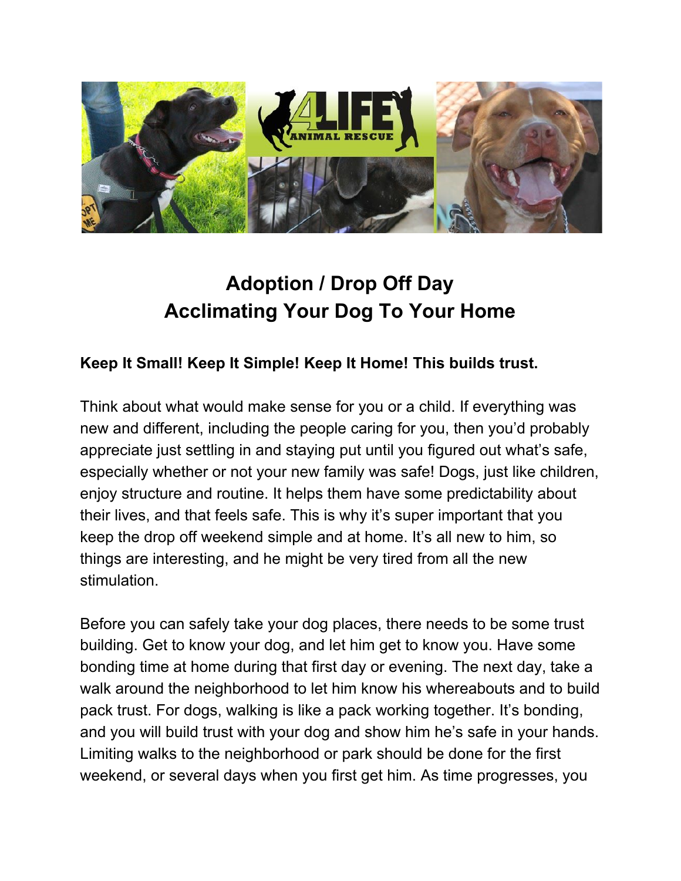# Adoption / Drop Off Day
# Acclimating Your Dog To Your Home

**Keep It Small! Keep It Simple! Keep It Home! This builds trust.**

Think about what would make sense for you or a child. If everything was new and different, including the people caring for you, then you'd probably appreciate just settling in and staying put until you figured out what's safe, especially whether or not your new family was safe! Dogs, just like children, enjoy structure and routine. It helps them have some predictability about their lives, and that feels safe. This is why it's super important that you keep the drop off weekend simple and at home. It's all new to him, so things are interesting, and he might be very tired from all the new stimulation.

Before you can safely take your dog places, there needs to be some trust building. Get to know your dog, and let him get to know you. Have some bonding time at home during that first day or evening. The next day, take a walk around the neighborhood to let him know his whereabouts and to build pack trust. For dogs, walking is like a pack working together. It's bonding, and you will build trust with your dog and show him he's safe in your hands. Limiting walks to the neighborhood or park should be done for the first weekend, or several days when you first get him. As time progresses, you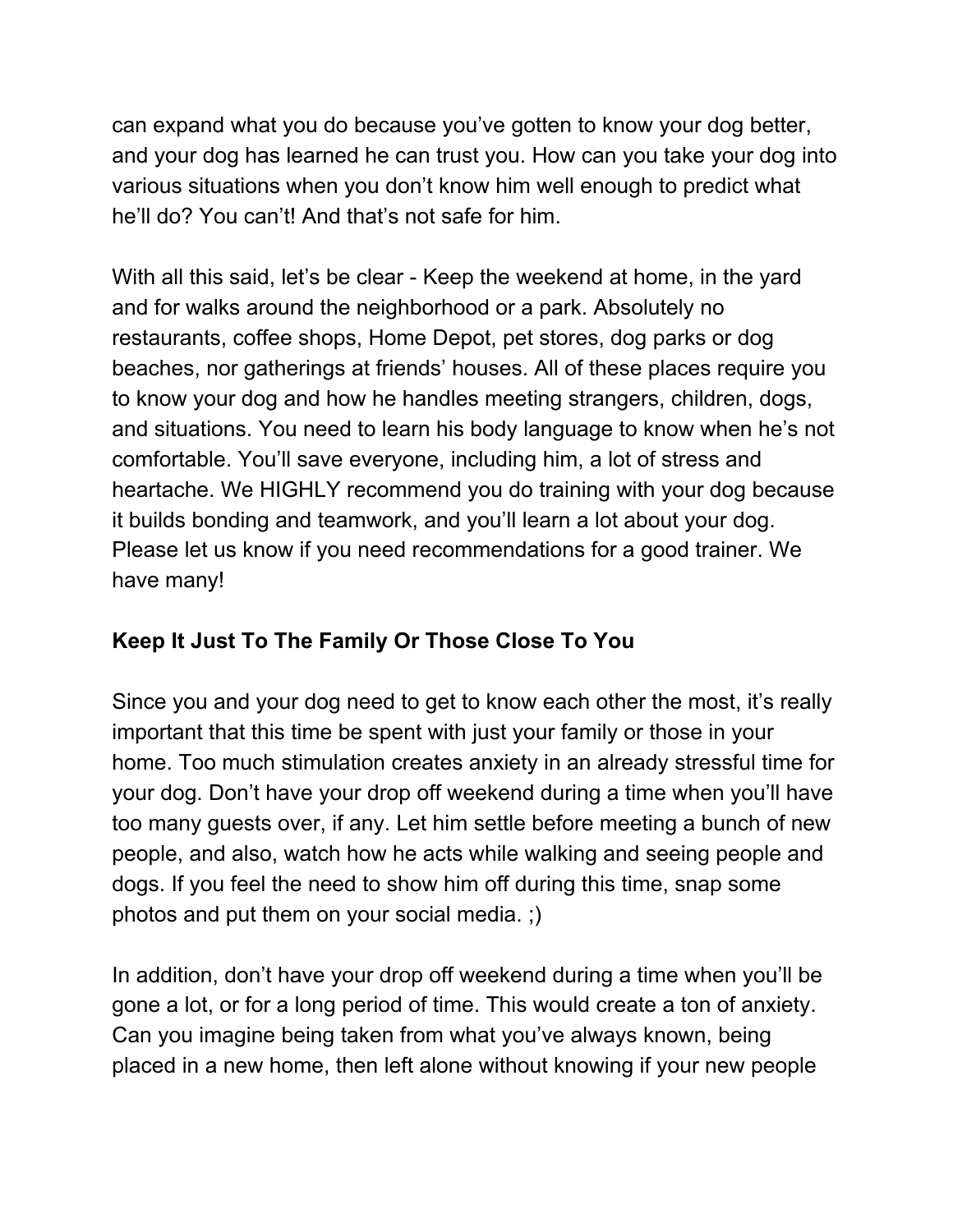can expand what you do because you've gotten to know your dog better, and your dog has learned he can trust you. How can you take your dog into various situations when you don't know him well enough to predict what he'll do? You can't! And that's not safe for him.

With all this said, let's be clear - Keep the weekend at home, in the yard and for walks around the neighborhood or a park. Absolutely no restaurants, coffee shops, Home Depot, pet stores, dog parks or dog beaches, nor gatherings at friends' houses. All of these places require you to know your dog and how he handles meeting strangers, children, dogs, and situations. You need to learn his body language to know when he's not comfortable. You'll save everyone, including him, a lot of stress and heartache. We HIGHLY recommend you do training with your dog because it builds bonding and teamwork, and you'll learn a lot about your dog. Please let us know if you need recommendations for a good trainer. We have many!

**Keep It Just To The Family Or Those Close To You**

Since you and your dog need to get to know each other the most, it's really important that this time be spent with just your family or those in your home. Too much stimulation creates anxiety in an already stressful time for your dog. Don't have your drop off weekend during a time when you'll have too many guests over, if any. Let him settle before meeting a bunch of new people, and also, watch how he acts while walking and seeing people and dogs. If you feel the need to show him off during this time, snap some photos and put them on your social media. ;)

In addition, don't have your drop off weekend during a time when you'll be gone a lot, or for a long period of time. This would create a ton of anxiety. Can you imagine being taken from what you've always known, being placed in a new home, then left alone without knowing if your new people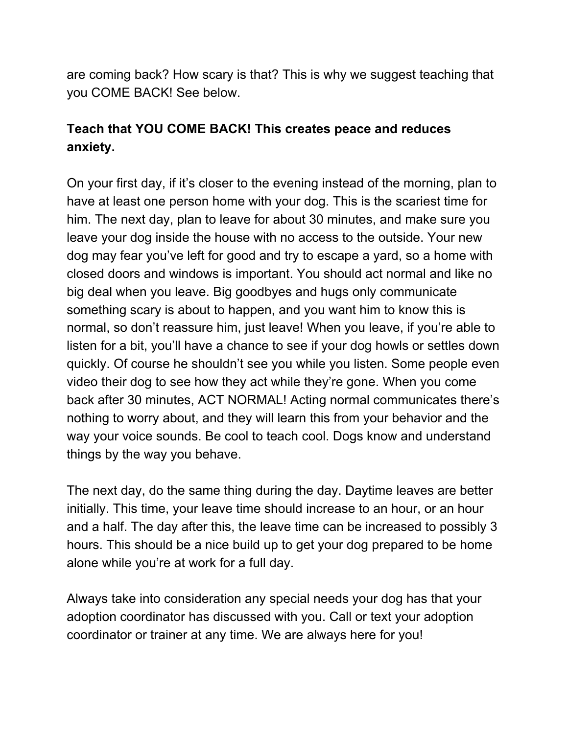are coming back? How scary is that? This is why we suggest teaching that you COME BACK! See below.

**Teach that YOU COME BACK! This creates peace and reduces anxiety.**

On your first day, if it's closer to the evening instead of the morning, plan to have at least one person home with your dog. This is the scariest time for him. The next day, plan to leave for about 30 minutes, and make sure you leave your dog inside the house with no access to the outside. Your new dog may fear you've left for good and try to escape a yard, so a home with closed doors and windows is important. You should act normal and like no big deal when you leave. Big goodbyes and hugs only communicate something scary is about to happen, and you want him to know this is normal, so don't reassure him, just leave! When you leave, if you're able to listen for a bit, you'll have a chance to see if your dog howls or settles down quickly. Of course he shouldn't see you while you listen. Some people even video their dog to see how they act while they're gone. When you come back after 30 minutes, ACT NORMAL! Acting normal communicates there's nothing to worry about, and they will learn this from your behavior and the way your voice sounds. Be cool to teach cool. Dogs know and understand things by the way you behave.

The next day, do the same thing during the day. Daytime leaves are better initially. This time, your leave time should increase to an hour, or an hour and a half. The day after this, the leave time can be increased to possibly 3 hours. This should be a nice build up to get your dog prepared to be home alone while you're at work for a full day.

Always take into consideration any special needs your dog has that your adoption coordinator has discussed with you. Call or text your adoption coordinator or trainer at any time. We are always here for you!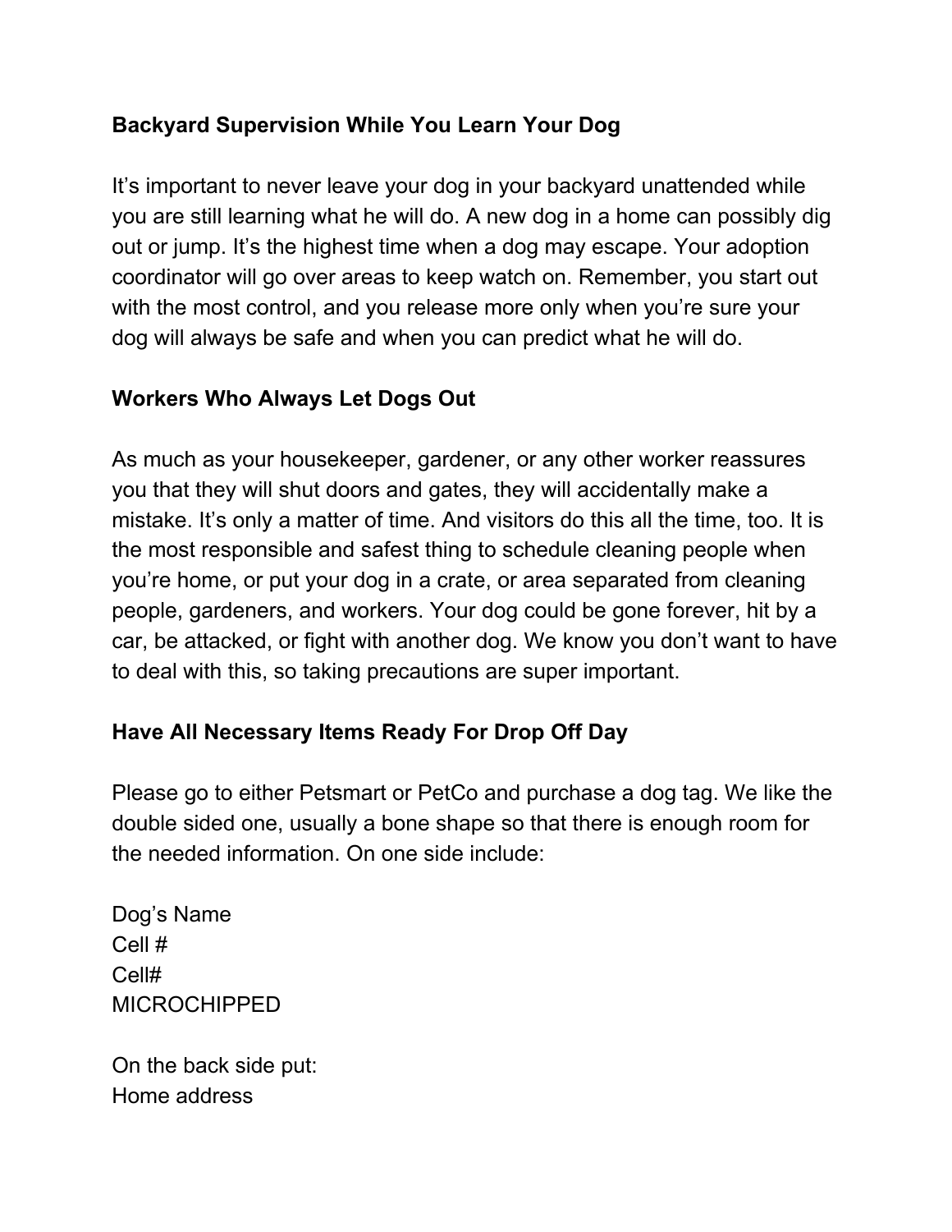**Backyard Supervision While You Learn Your Dog**

It's important to never leave your dog in your backyard unattended while you are still learning what he will do. A new dog in a home can possibly dig out or jump. It's the highest time when a dog may escape. Your adoption coordinator will go over areas to keep watch on. Remember, you start out with the most control, and you release more only when you're sure your dog will always be safe and when you can predict what he will do.

**Workers Who Always Let Dogs Out**

As much as your housekeeper, gardener, or any other worker reassures you that they will shut doors and gates, they will accidentally make a mistake. It's only a matter of time. And visitors do this all the time, too. It is the most responsible and safest thing to schedule cleaning people when you're home, or put your dog in a crate, or area separated from cleaning people, gardeners, and workers. Your dog could be gone forever, hit by a car, be attacked, or fight with another dog. We know you don't want to have to deal with this, so taking precautions are super important.

**Have All Necessary Items Ready For Drop Off Day**

Please go to either Petsmart or PetCo and purchase a dog tag. We like the double sided one, usually a bone shape so that there is enough room for the needed information. On one side include:

Dog's Name
Cell #
Cell#
MICROCHIPPED

On the back side put:
Home address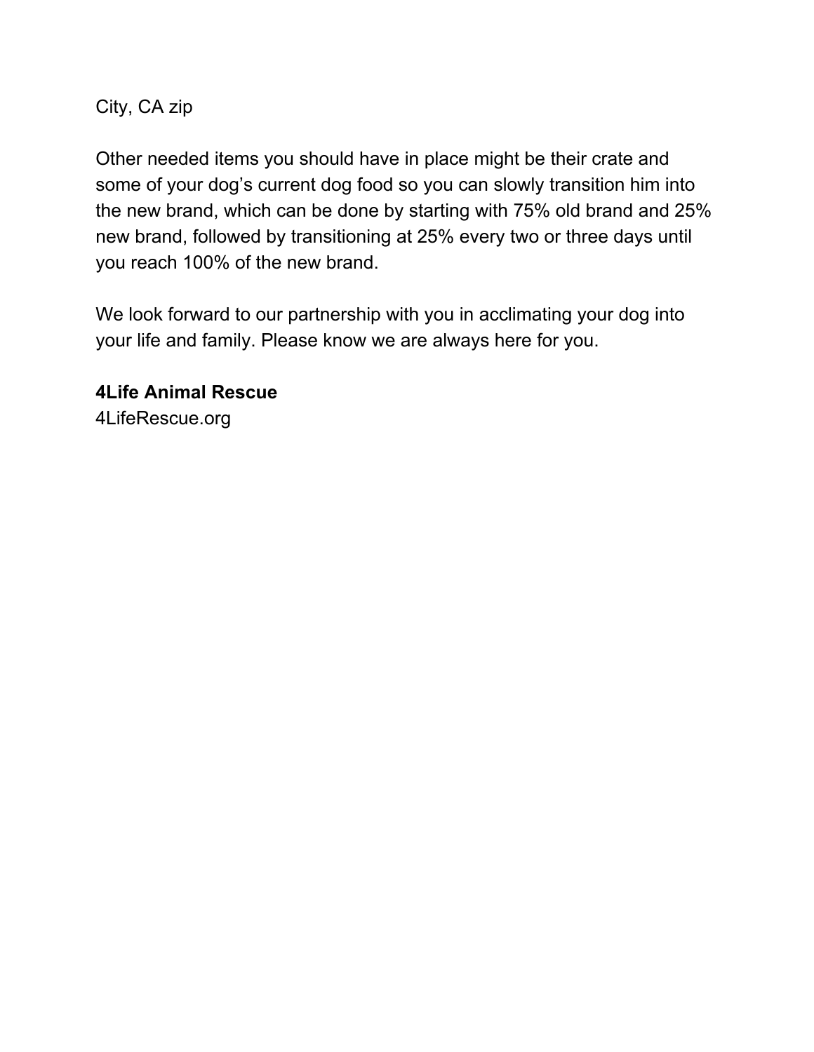City, CA zip

Other needed items you should have in place might be their crate and some of your dog's current dog food so you can slowly transition him into the new brand, which can be done by starting with 75% old brand and 25% new brand, followed by transitioning at 25% every two or three days until you reach 100% of the new brand.

We look forward to our partnership with you in acclimating your dog into your life and family. Please know we are always here for you.

**4Life Animal Rescue**
4LifeRescue.org